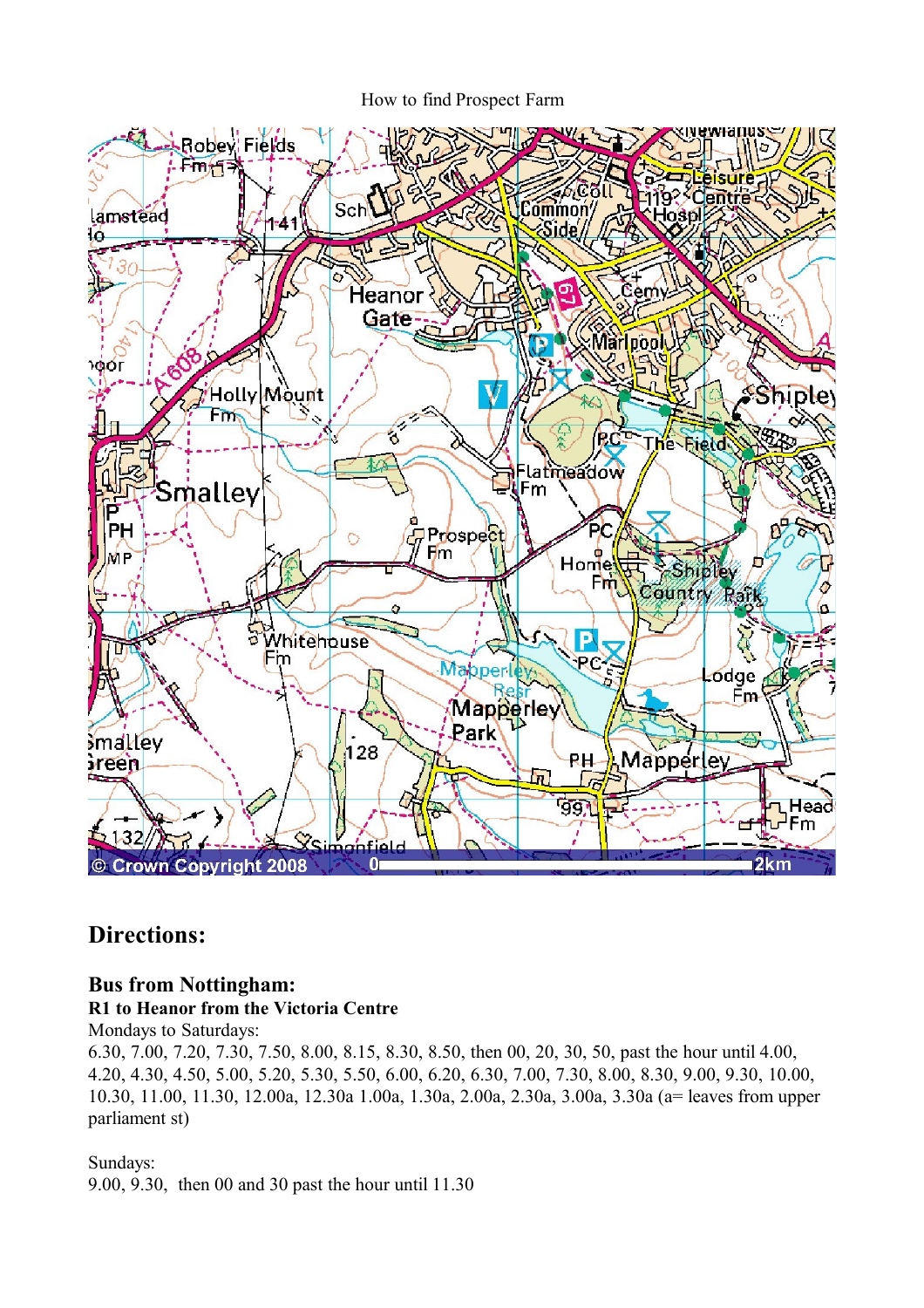How to find Prospect Farm

## Directions:

### Bus from Nottingham:

**R1 to Heanor from the Victoria Centre**

Mondays to Saturdays:

6.30, 7.00, 7.20, 7.30, 7.50, 8.00, 8.15, 8.30, 8.50, then 00, 20, 30, 50, past the hour until 4.00, 4.20, 4.30, 4.50, 5.00, 5.20, 5.30, 5.50, 6.00, 6.20, 6.30, 7.00, 7.30, 8.00, 8.30, 9.00, 9.30, 10.00, 10.30, 11.00, 11.30, 12.00a, 12.30a 1.00a, 1.30a, 2.00a, 2.30a, 3.00a, 3.30a (a= leaves from upper parliament st)

Sundays:

9.00, 9.30, then 00 and 30 past the hour until 11.30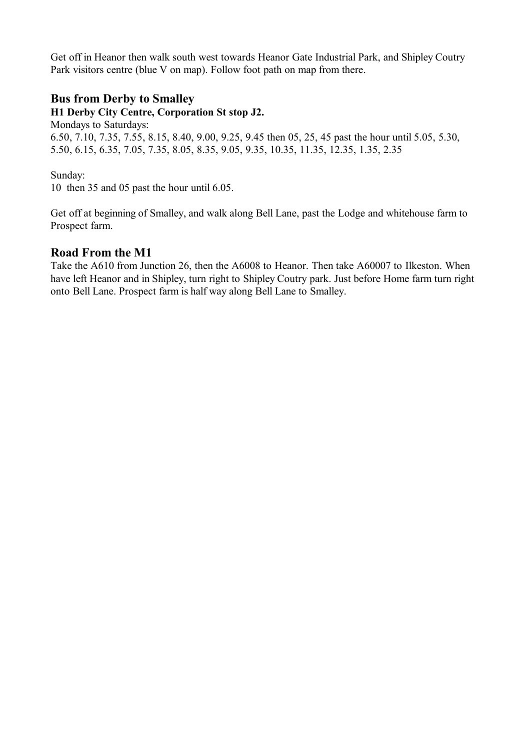Get off in Heanor then walk south west towards Heanor Gate Industrial Park, and Shipley Coutry Park visitors centre (blue V on map). Follow foot path on map from there.

## Bus from Derby to Smalley

**H1 Derby City Centre, Corporation St stop J2.**

Mondays to Saturdays:

6.50, 7.10, 7.35, 7.55, 8.15, 8.40, 9.00, 9.25, 9.45 then 05, 25, 45 past the hour until 5.05, 5.30, 5.50, 6.15, 6.35, 7.05, 7.35, 8.05, 8.35, 9.05, 9.35, 10.35, 11.35, 12.35, 1.35, 2.35

Sunday:

10 then 35 and 05 past the hour until 6.05.

Get off at beginning of Smalley, and walk along Bell Lane, past the Lodge and whitehouse farm to Prospect farm.

## Road From the M1

Take the A610 from Junction 26, then the A6008 to Heanor. Then take A60007 to Ilkeston. When have left Heanor and in Shipley, turn right to Shipley Coutry park. Just before Home farm turn right onto Bell Lane. Prospect farm is half way along Bell Lane to Smalley.